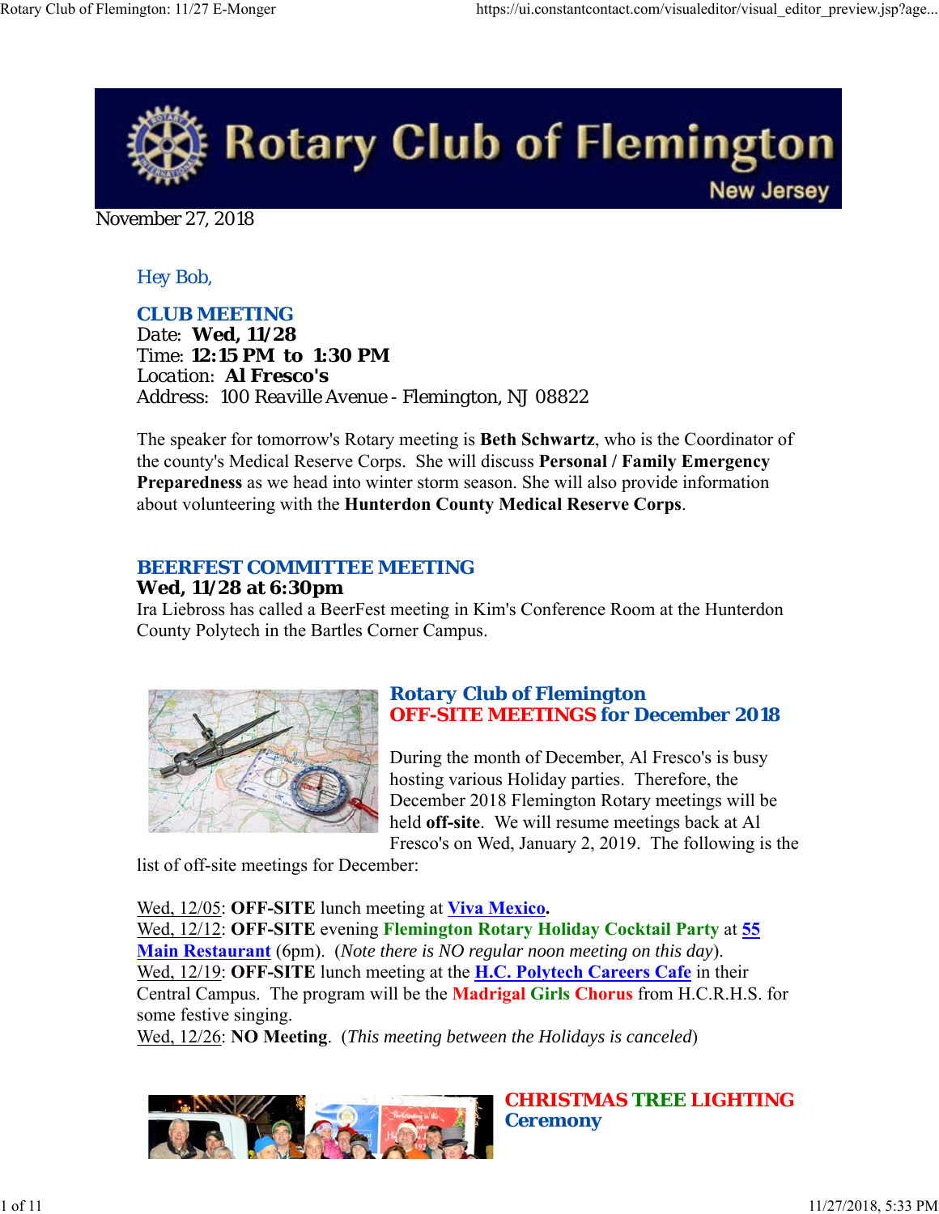# Rotary Club of Flemington

New Jersey

November 27, 2018

Hey Bob,

## CLUB MEETING

Date: **Wed, 11/28**
Time: **12:15 PM to 1:30 PM**
Location: **Al Fresco's**
Address: 100 Reaville Avenue - Flemington, NJ 08822

The speaker for tomorrow's Rotary meeting is **Beth Schwartz**, who is the Coordinator of the county's Medical Reserve Corps. She will discuss **Personal / Family Emergency Preparedness** as we head into winter storm season. She will also provide information about volunteering with the **Hunterdon County Medical Reserve Corps**.

## BEERFEST COMMITTEE MEETING

**Wed, 11/28 at 6:30pm**
Ira Liebross has called a BeerFest meeting in Kim's Conference Room at the Hunterdon County Polytech in the Bartles Corner Campus.

## Rotary Club of Flemington OFF-SITE MEETINGS for December 2018

During the month of December, Al Fresco's is busy hosting various Holiday parties. Therefore, the December 2018 Flemington Rotary meetings will be held **off-site**. We will resume meetings back at Al Fresco's on Wed, January 2, 2019. The following is the list of off-site meetings for December:

Wed, 12/05: **OFF-SITE** lunch meeting at **Viva Mexico**.
Wed, 12/12: **OFF-SITE** evening **Flemington Rotary Holiday Cocktail Party** at **55 Main Restaurant** (6pm). (*Note there is NO regular noon meeting on this day*).
Wed, 12/19: **OFF-SITE** lunch meeting at the **H.C. Polytech Careers Cafe** in their Central Campus. The program will be the **Madrigal Girls Chorus** from H.C.R.H.S. for some festive singing.
Wed, 12/26: **NO Meeting**. (*This meeting between the Holidays is canceled*)

## CHRISTMAS TREE LIGHTING Ceremony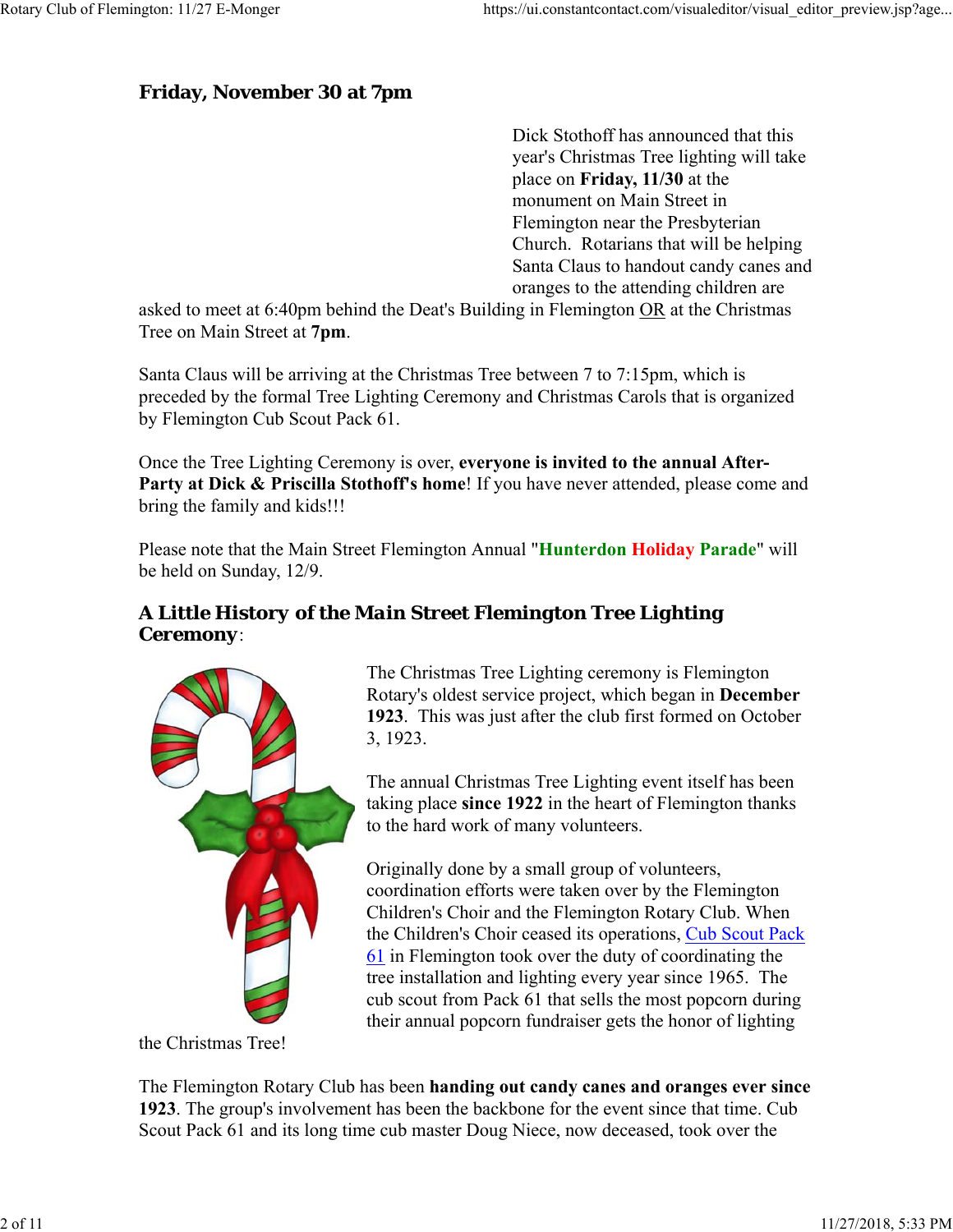## Friday, November 30 at 7pm

Dick Stothoff has announced that this year's Christmas Tree lighting will take place on **Friday, 11/30** at the monument on Main Street in Flemington near the Presbyterian Church. Rotarians that will be helping Santa Claus to handout candy canes and oranges to the attending children are asked to meet at 6:40pm behind the Deat's Building in Flemington OR at the Christmas Tree on Main Street at **7pm**.

Santa Claus will be arriving at the Christmas Tree between 7 to 7:15pm, which is preceded by the formal Tree Lighting Ceremony and Christmas Carols that is organized by Flemington Cub Scout Pack 61.

Once the Tree Lighting Ceremony is over, **everyone is invited to the annual After-Party at Dick & Priscilla Stothoff's home**! If you have never attended, please come and bring the family and kids!!!

Please note that the Main Street Flemington Annual "**Hunterdon Holiday Parade**" will be held on Sunday, 12/9.

## A Little History of the Main Street Flemington Tree Lighting Ceremony:

The Christmas Tree Lighting ceremony is Flemington Rotary's oldest service project, which began in **December 1923**. This was just after the club first formed on October 3, 1923.

The annual Christmas Tree Lighting event itself has been taking place **since 1922** in the heart of Flemington thanks to the hard work of many volunteers.

Originally done by a small group of volunteers, coordination efforts were taken over by the Flemington Children's Choir and the Flemington Rotary Club. When the Children's Choir ceased its operations, Cub Scout Pack 61 in Flemington took over the duty of coordinating the tree installation and lighting every year since 1965. The cub scout from Pack 61 that sells the most popcorn during their annual popcorn fundraiser gets the honor of lighting the Christmas Tree!

The Flemington Rotary Club has been **handing out candy canes and oranges ever since 1923**. The group's involvement has been the backbone for the event since that time. Cub Scout Pack 61 and its long time cub master Doug Niece, now deceased, took over the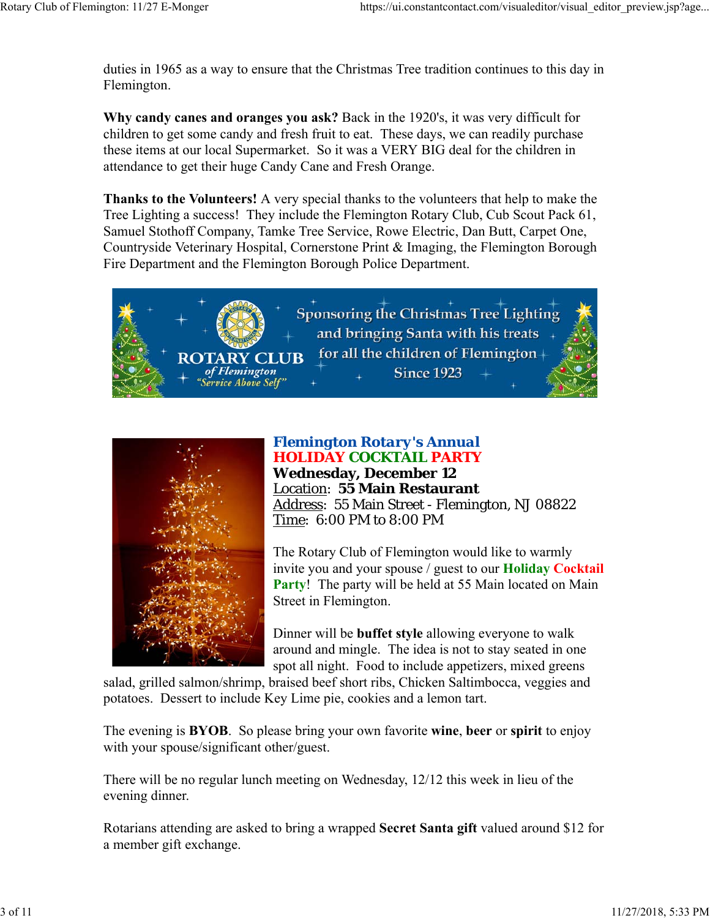duties in 1965 as a way to ensure that the Christmas Tree tradition continues to this day in Flemington.

**Why candy canes and oranges you ask?** Back in the 1920's, it was very difficult for children to get some candy and fresh fruit to eat. These days, we can readily purchase these items at our local Supermarket. So it was a VERY BIG deal for the children in attendance to get their huge Candy Cane and Fresh Orange.

**Thanks to the Volunteers!** A very special thanks to the volunteers that help to make the Tree Lighting a success! They include the Flemington Rotary Club, Cub Scout Pack 61, Samuel Stothoff Company, Tamke Tree Service, Rowe Electric, Dan Butt, Carpet One, Countryside Veterinary Hospital, Cornerstone Print & Imaging, the Flemington Borough Fire Department and the Flemington Borough Police Department.

ROTARY CLUB of Flemington "Service Above Self"

Sponsoring the Christmas Tree Lighting and bringing Santa with his treats for all the children of Flemington Since 1923

## Flemington Rotary's Annual HOLIDAY COCKTAIL PARTY

**Wednesday, December 12**
Location: **55 Main Restaurant**
Address: 55 Main Street - Flemington, NJ 08822
Time: 6:00 PM to 8:00 PM

The Rotary Club of Flemington would like to warmly invite you and your spouse / guest to our **Holiday Cocktail Party**! The party will be held at 55 Main located on Main Street in Flemington.

Dinner will be **buffet style** allowing everyone to walk around and mingle. The idea is not to stay seated in one spot all night. Food to include appetizers, mixed greens salad, grilled salmon/shrimp, braised beef short ribs, Chicken Saltimbocca, veggies and potatoes. Dessert to include Key Lime pie, cookies and a lemon tart.

The evening is **BYOB**. So please bring your own favorite **wine**, **beer** or **spirit** to enjoy with your spouse/significant other/guest.

There will be no regular lunch meeting on Wednesday, 12/12 this week in lieu of the evening dinner.

Rotarians attending are asked to bring a wrapped **Secret Santa gift** valued around $12 for a member gift exchange.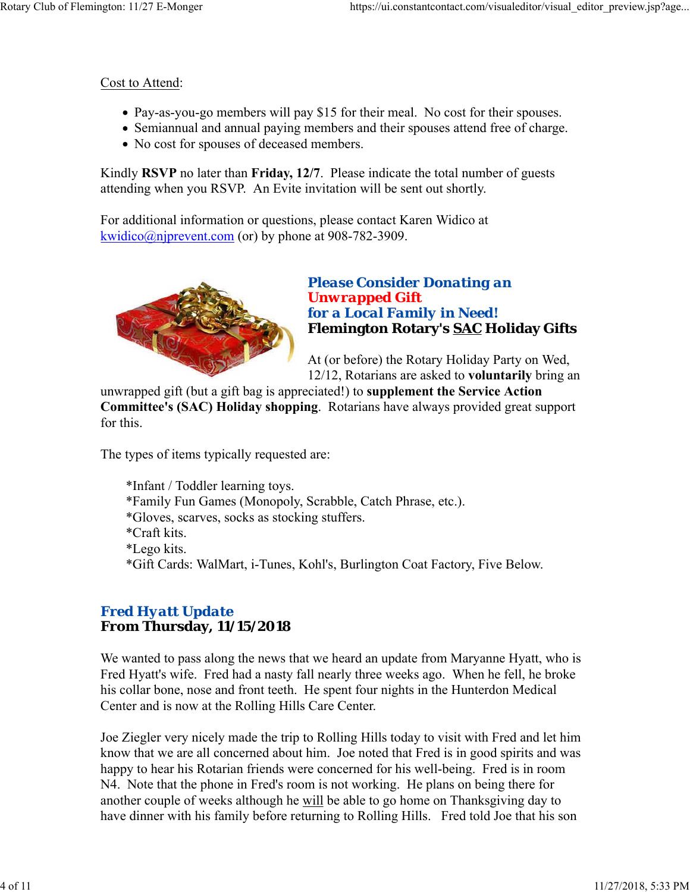Cost to Attend:

- Pay-as-you-go members will pay $15 for their meal.  No cost for their spouses.
- Semiannual and annual paying members and their spouses attend free of charge.
- No cost for spouses of deceased members.

Kindly **RSVP** no later than **Friday, 12/7**.  Please indicate the total number of guests attending when you RSVP.  An Evite invitation will be sent out shortly.

For additional information or questions, please contact Karen Widico at kwidico@njprevent.com (or) by phone at 908-782-3909.

### Please Consider Donating an Unwrapped Gift for a Local Family in Need!
### Flemington Rotary's SAC Holiday Gifts

At (or before) the Rotary Holiday Party on Wed, 12/12, Rotarians are asked to **voluntarily** bring an unwrapped gift (but a gift bag is appreciated!) to **supplement the Service Action Committee's (SAC) Holiday shopping**.  Rotarians have always provided great support for this.

The types of items typically requested are:

*Infant / Toddler learning toys.
*Family Fun Games (Monopoly, Scrabble, Catch Phrase, etc.).
*Gloves, scarves, socks as stocking stuffers.
*Craft kits.
*Lego kits.
*Gift Cards: WalMart, i-Tunes, Kohl's, Burlington Coat Factory, Five Below.

### Fred Hyatt Update
### From Thursday, 11/15/2018

We wanted to pass along the news that we heard an update from Maryanne Hyatt, who is Fred Hyatt's wife.  Fred had a nasty fall nearly three weeks ago.  When he fell, he broke his collar bone, nose and front teeth.  He spent four nights in the Hunterdon Medical Center and is now at the Rolling Hills Care Center.

Joe Ziegler very nicely made the trip to Rolling Hills today to visit with Fred and let him know that we are all concerned about him.  Joe noted that Fred is in good spirits and was happy to hear his Rotarian friends were concerned for his well-being.  Fred is in room N4.  Note that the phone in Fred's room is not working.  He plans on being there for another couple of weeks although he will be able to go home on Thanksgiving day to have dinner with his family before returning to Rolling Hills.   Fred told Joe that his son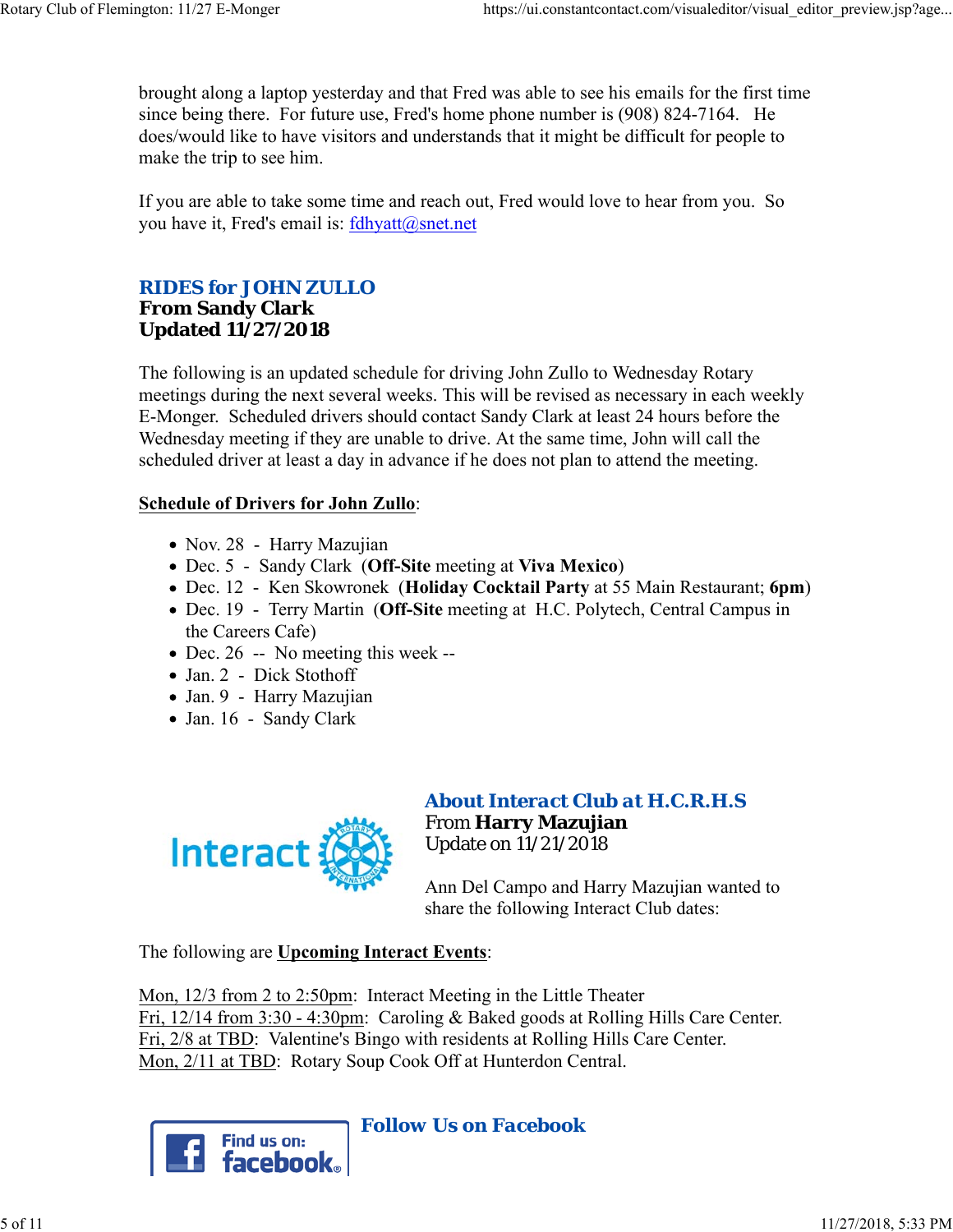brought along a laptop yesterday and that Fred was able to see his emails for the first time since being there. For future use, Fred's home phone number is (908) 824-7164. He does/would like to have visitors and understands that it might be difficult for people to make the trip to see him.

If you are able to take some time and reach out, Fred would love to hear from you. So you have it, Fred's email is: fdhyatt@snet.net

## RIDES for JOHN ZULLO
**From Sandy Clark**
**Updated 11/27/2018**

The following is an updated schedule for driving John Zullo to Wednesday Rotary meetings during the next several weeks. This will be revised as necessary in each weekly E-Monger. Scheduled drivers should contact Sandy Clark at least 24 hours before the Wednesday meeting if they are unable to drive. At the same time, John will call the scheduled driver at least a day in advance if he does not plan to attend the meeting.

**Schedule of Drivers for John Zullo**:

- Nov. 28 - Harry Mazujian
- Dec. 5 - Sandy Clark (**Off-Site** meeting at **Viva Mexico**)
- Dec. 12 - Ken Skowronek (**Holiday Cocktail Party** at 55 Main Restaurant; **6pm**)
- Dec. 19 - Terry Martin (**Off-Site** meeting at H.C. Polytech, Central Campus in the Careers Cafe)
- Dec. 26 -- No meeting this week --
- Jan. 2 - Dick Stothoff
- Jan. 9 - Harry Mazujian
- Jan. 16 - Sandy Clark

## About Interact Club at H.C.R.H.S
From **Harry Mazujian**
Update on 11/21/2018

Ann Del Campo and Harry Mazujian wanted to share the following Interact Club dates:

The following are **Upcoming Interact Events**:

Mon, 12/3 from 2 to 2:50pm: Interact Meeting in the Little Theater
Fri, 12/14 from 3:30 - 4:30pm: Caroling & Baked goods at Rolling Hills Care Center.
Fri, 2/8 at TBD: Valentine's Bingo with residents at Rolling Hills Care Center.
Mon, 2/11 at TBD: Rotary Soup Cook Off at Hunterdon Central.

## Follow Us on Facebook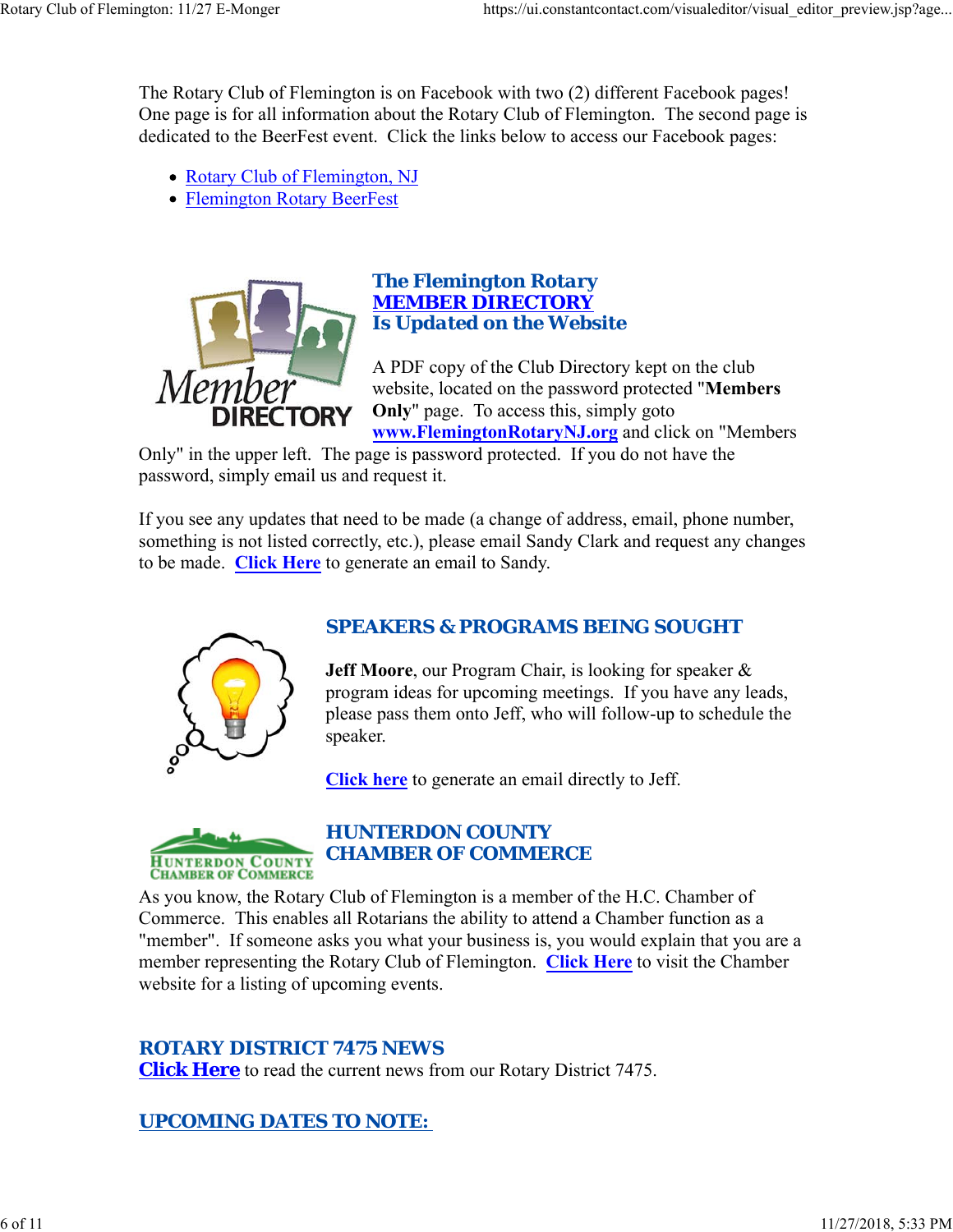The Rotary Club of Flemington is on Facebook with two (2) different Facebook pages! One page is for all information about the Rotary Club of Flemington. The second page is dedicated to the BeerFest event. Click the links below to access our Facebook pages:

- Rotary Club of Flemington, NJ
- Flemington Rotary BeerFest

## The Flemington Rotary MEMBER DIRECTORY Is Updated on the Website

A PDF copy of the Club Directory kept on the club website, located on the password protected "**Members Only**" page. To access this, simply goto **www.FlemingtonRotaryNJ.org** and click on "Members Only" in the upper left. The page is password protected. If you do not have the password, simply email us and request it.

If you see any updates that need to be made (a change of address, email, phone number, something is not listed correctly, etc.), please email Sandy Clark and request any changes to be made. **Click Here** to generate an email to Sandy.

## SPEAKERS & PROGRAMS BEING SOUGHT

**Jeff Moore**, our Program Chair, is looking for speaker & program ideas for upcoming meetings. If you have any leads, please pass them onto Jeff, who will follow-up to schedule the speaker.

**Click here** to generate an email directly to Jeff.

## HUNTERDON COUNTY CHAMBER OF COMMERCE

As you know, the Rotary Club of Flemington is a member of the H.C. Chamber of Commerce. This enables all Rotarians the ability to attend a Chamber function as a "member". If someone asks you what your business is, you would explain that you are a member representing the Rotary Club of Flemington. **Click Here** to visit the Chamber website for a listing of upcoming events.

## ROTARY DISTRICT 7475 NEWS

**Click Here** to read the current news from our Rotary District 7475.

## UPCOMING DATES TO NOTE: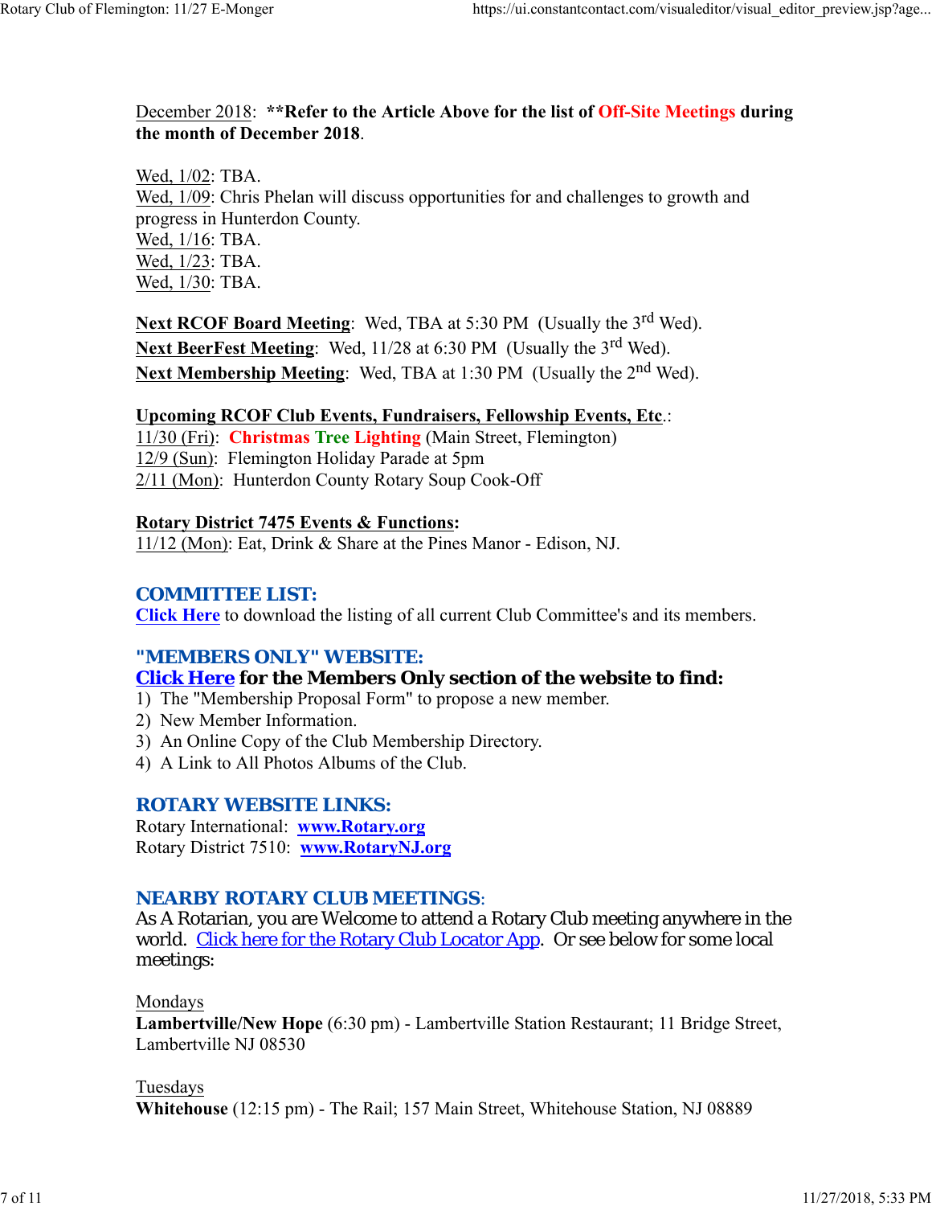December 2018: **\*\*Refer to the Article Above for the list of Off-Site Meetings during the month of December 2018**.

Wed, 1/02: TBA.
Wed, 1/09: Chris Phelan will discuss opportunities for and challenges to growth and progress in Hunterdon County.
Wed, 1/16: TBA.
Wed, 1/23: TBA.
Wed, 1/30: TBA.

**Next RCOF Board Meeting**: Wed, TBA at 5:30 PM (Usually the 3rd Wed).
**Next BeerFest Meeting**: Wed, 11/28 at 6:30 PM (Usually the 3rd Wed).
**Next Membership Meeting**: Wed, TBA at 1:30 PM (Usually the 2nd Wed).

**Upcoming RCOF Club Events, Fundraisers, Fellowship Events, Etc.**:
11/30 (Fri): **Christmas Tree Lighting** (Main Street, Flemington)
12/9 (Sun): Flemington Holiday Parade at 5pm
2/11 (Mon): Hunterdon County Rotary Soup Cook-Off

**Rotary District 7475 Events & Functions:**
11/12 (Mon): Eat, Drink & Share at the Pines Manor - Edison, NJ.

## COMMITTEE LIST:

**Click Here** to download the listing of all current Club Committee's and its members.

## "MEMBERS ONLY" WEBSITE:

**Click Here for the Members Only section of the website to find:**

1) The "Membership Proposal Form" to propose a new member.
2) New Member Information.
3) An Online Copy of the Club Membership Directory.
4) A Link to All Photos Albums of the Club.

## ROTARY WEBSITE LINKS:

Rotary International: **www.Rotary.org**
Rotary District 7510: **www.RotaryNJ.org**

## NEARBY ROTARY CLUB MEETINGS:

As A Rotarian, you are Welcome to attend a Rotary Club meeting anywhere in the world. Click here for the Rotary Club Locator App. Or see below for some local meetings:

Mondays
**Lambertville/New Hope** (6:30 pm) - Lambertville Station Restaurant; 11 Bridge Street, Lambertville NJ 08530

Tuesdays
**Whitehouse** (12:15 pm) - The Rail; 157 Main Street, Whitehouse Station, NJ 08889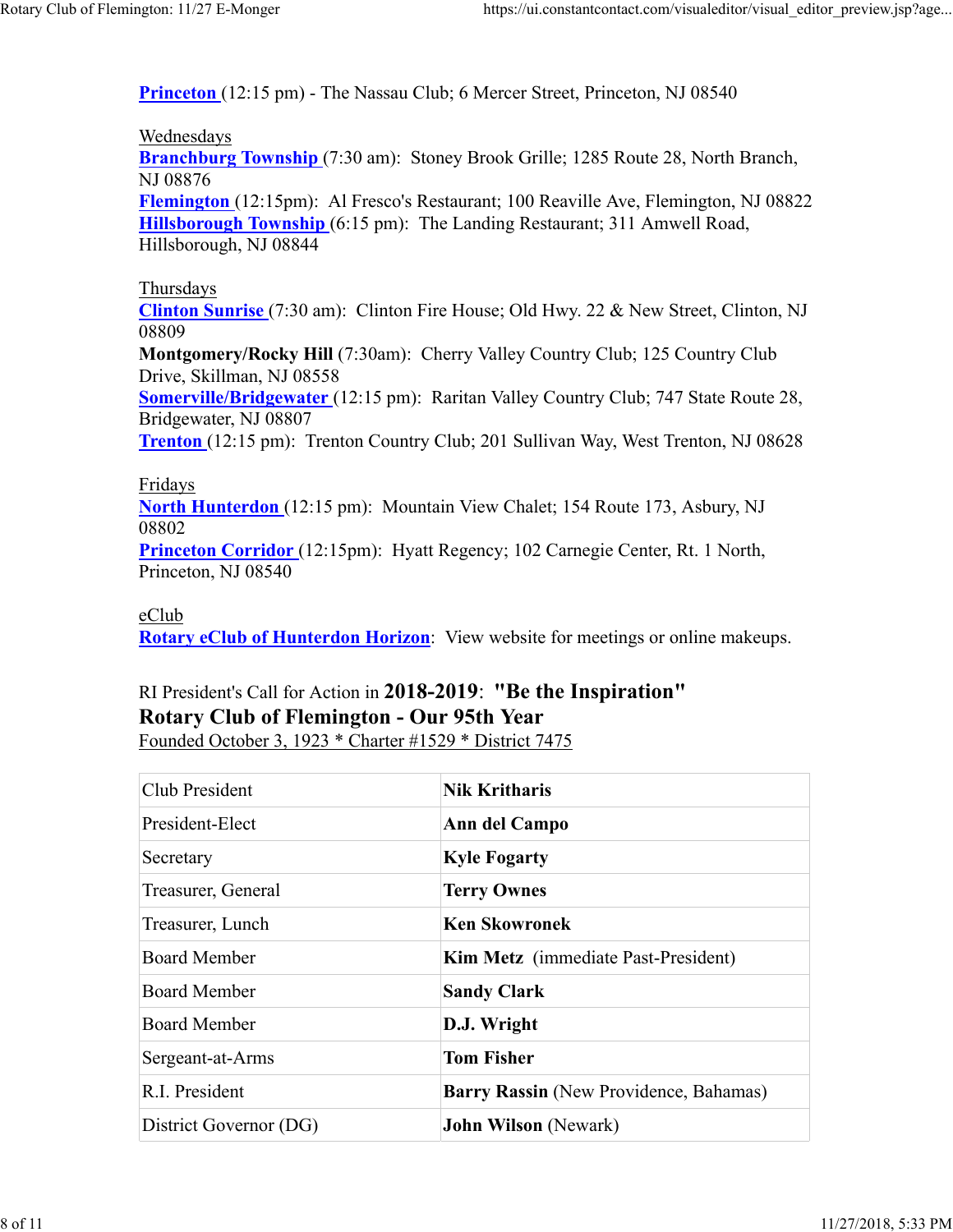**Princeton** (12:15 pm) - The Nassau Club; 6 Mercer Street, Princeton, NJ 08540

Wednesdays
**Branchburg Township** (7:30 am): Stoney Brook Grille; 1285 Route 28, North Branch, NJ 08876
**Flemington** (12:15pm): Al Fresco's Restaurant; 100 Reaville Ave, Flemington, NJ 08822
**Hillsborough Township** (6:15 pm): The Landing Restaurant; 311 Amwell Road, Hillsborough, NJ 08844

Thursdays
**Clinton Sunrise** (7:30 am): Clinton Fire House; Old Hwy. 22 & New Street, Clinton, NJ 08809
**Montgomery/Rocky Hill** (7:30am): Cherry Valley Country Club; 125 Country Club Drive, Skillman, NJ 08558
**Somerville/Bridgewater** (12:15 pm): Raritan Valley Country Club; 747 State Route 28, Bridgewater, NJ 08807
**Trenton** (12:15 pm): Trenton Country Club; 201 Sullivan Way, West Trenton, NJ 08628

Fridays
**North Hunterdon** (12:15 pm): Mountain View Chalet; 154 Route 173, Asbury, NJ 08802
**Princeton Corridor** (12:15pm): Hyatt Regency; 102 Carnegie Center, Rt. 1 North, Princeton, NJ 08540

eClub
**Rotary eClub of Hunterdon Horizon**: View website for meetings or online makeups.

RI President's Call for Action in **2018-2019**: **"Be the Inspiration"**
**Rotary Club of Flemington - Our 95th Year**
Founded October 3, 1923 * Charter #1529 * District 7475

| | |
|---|---|
| Club President | **Nik Kritharis** |
| President-Elect | **Ann del Campo** |
| Secretary | **Kyle Fogarty** |
| Treasurer, General | **Terry Ownes** |
| Treasurer, Lunch | **Ken Skowronek** |
| Board Member | **Kim Metz** (immediate Past-President) |
| Board Member | **Sandy Clark** |
| Board Member | **D.J. Wright** |
| Sergeant-at-Arms | **Tom Fisher** |
| R.I. President | **Barry Rassin** (New Providence, Bahamas) |
| District Governor (DG) | **John Wilson** (Newark) |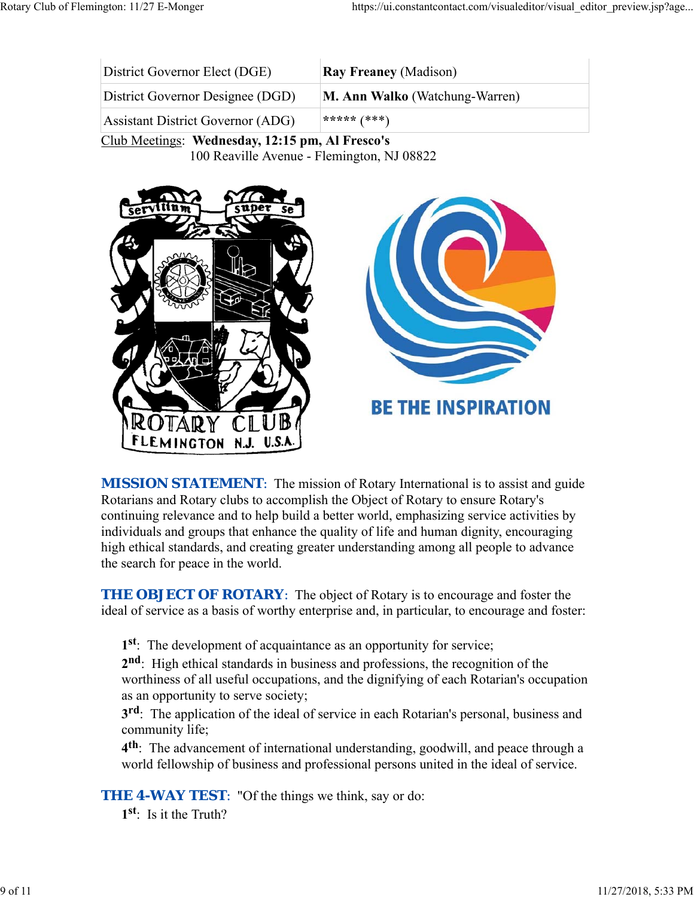| | |
|---|---|
| District Governor Elect (DGE) | **Ray Freaney** (Madison) |
| District Governor Designee (DGD) | **M. Ann Walko** (Watchung-Warren) |
| Assistant District Governor (ADG) | ***** (***) |

Club Meetings: **Wednesday, 12:15 pm, Al Fresco's**
100 Reaville Avenue - Flemington, NJ 08822

**MISSION STATEMENT**: The mission of Rotary International is to assist and guide Rotarians and Rotary clubs to accomplish the Object of Rotary to ensure Rotary's continuing relevance and to help build a better world, emphasizing service activities by individuals and groups that enhance the quality of life and human dignity, encouraging high ethical standards, and creating greater understanding among all people to advance the search for peace in the world.

**THE OBJECT OF ROTARY**: The object of Rotary is to encourage and foster the ideal of service as a basis of worthy enterprise and, in particular, to encourage and foster:

**1st**: The development of acquaintance as an opportunity for service;
**2nd**: High ethical standards in business and professions, the recognition of the worthiness of all useful occupations, and the dignifying of each Rotarian's occupation as an opportunity to serve society;
**3rd**: The application of the ideal of service in each Rotarian's personal, business and community life;
**4th**: The advancement of international understanding, goodwill, and peace through a world fellowship of business and professional persons united in the ideal of service.

**THE 4-WAY TEST**: "Of the things we think, say or do:
**1st**: Is it the Truth?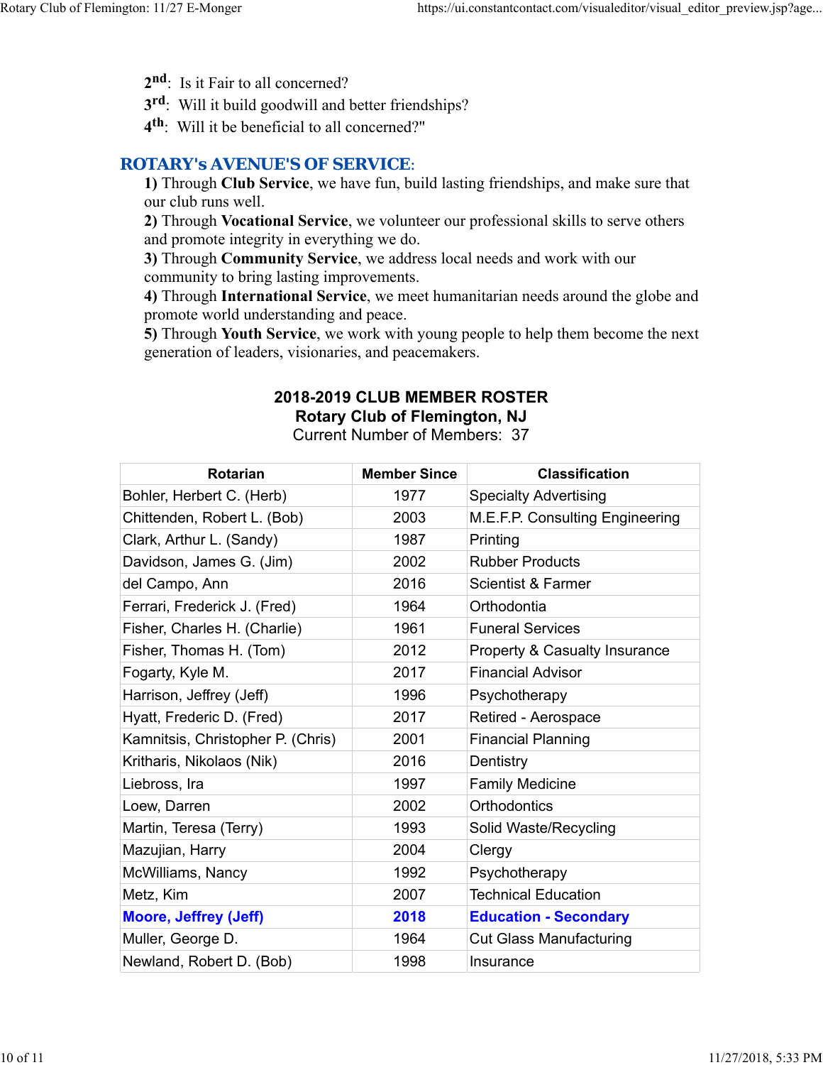2nd: Is it Fair to all concerned?
3rd: Will it build goodwill and better friendships?
4th: Will it be beneficial to all concerned?"

## ROTARY's AVENUE'S OF SERVICE:

**1)** Through **Club Service**, we have fun, build lasting friendships, and make sure that our club runs well.
**2)** Through **Vocational Service**, we volunteer our professional skills to serve others and promote integrity in everything we do.
**3)** Through **Community Service**, we address local needs and work with our community to bring lasting improvements.
**4)** Through **International Service**, we meet humanitarian needs around the globe and promote world understanding and peace.
**5)** Through **Youth Service**, we work with young people to help them become the next generation of leaders, visionaries, and peacemakers.

**2018-2019 CLUB MEMBER ROSTER**
**Rotary Club of Flemington, NJ**
Current Number of Members: 37

| Rotarian | Member Since | Classification |
|---|---|---|
| Bohler, Herbert C. (Herb) | 1977 | Specialty Advertising |
| Chittenden, Robert L. (Bob) | 2003 | M.E.F.P. Consulting Engineering |
| Clark, Arthur L. (Sandy) | 1987 | Printing |
| Davidson, James G. (Jim) | 2002 | Rubber Products |
| del Campo, Ann | 2016 | Scientist & Farmer |
| Ferrari, Frederick J. (Fred) | 1964 | Orthodontia |
| Fisher, Charles H. (Charlie) | 1961 | Funeral Services |
| Fisher, Thomas H. (Tom) | 2012 | Property & Casualty Insurance |
| Fogarty, Kyle M. | 2017 | Financial Advisor |
| Harrison, Jeffrey (Jeff) | 1996 | Psychotherapy |
| Hyatt, Frederic D. (Fred) | 2017 | Retired - Aerospace |
| Kamnitsis, Christopher P. (Chris) | 2001 | Financial Planning |
| Kritharis, Nikolaos (Nik) | 2016 | Dentistry |
| Liebross, Ira | 1997 | Family Medicine |
| Loew, Darren | 2002 | Orthodontics |
| Martin, Teresa (Terry) | 1993 | Solid Waste/Recycling |
| Mazujian, Harry | 2004 | Clergy |
| McWilliams, Nancy | 1992 | Psychotherapy |
| Metz, Kim | 2007 | Technical Education |
| **Moore, Jeffrey (Jeff)** | **2018** | **Education - Secondary** |
| Muller, George D. | 1964 | Cut Glass Manufacturing |
| Newland, Robert D. (Bob) | 1998 | Insurance |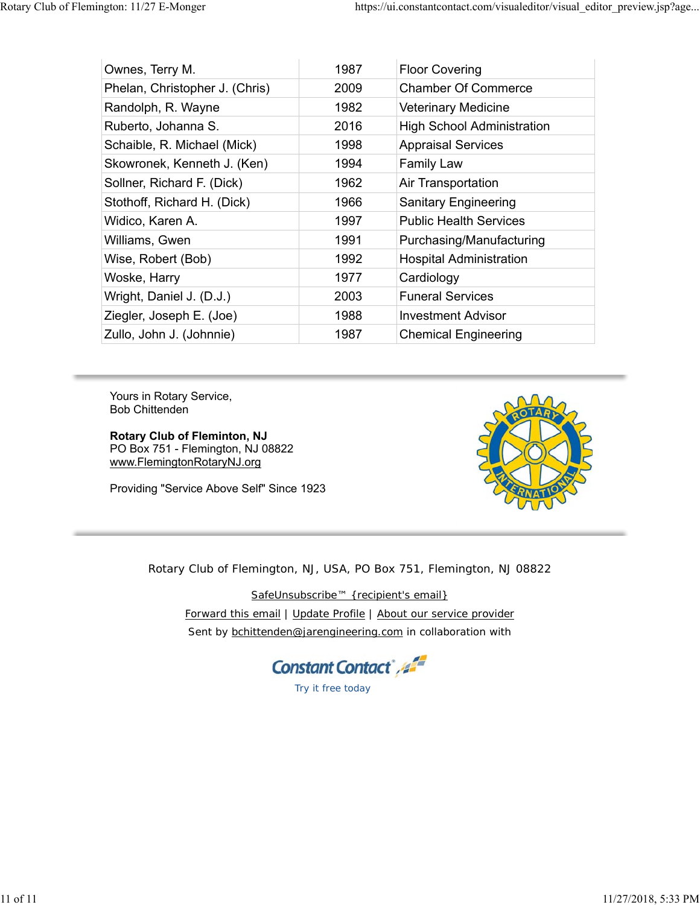| | | |
|---|---|---|
| Ownes, Terry M. | 1987 | Floor Covering |
| Phelan, Christopher J. (Chris) | 2009 | Chamber Of Commerce |
| Randolph, R. Wayne | 1982 | Veterinary Medicine |
| Ruberto, Johanna S. | 2016 | High School Administration |
| Schaible, R. Michael (Mick) | 1998 | Appraisal Services |
| Skowronek, Kenneth J. (Ken) | 1994 | Family Law |
| Sollner, Richard F. (Dick) | 1962 | Air Transportation |
| Stothoff, Richard H. (Dick) | 1966 | Sanitary Engineering |
| Widico, Karen A. | 1997 | Public Health Services |
| Williams, Gwen | 1991 | Purchasing/Manufacturing |
| Wise, Robert (Bob) | 1992 | Hospital Administration |
| Woske, Harry | 1977 | Cardiology |
| Wright, Daniel J. (D.J.) | 2003 | Funeral Services |
| Ziegler, Joseph E. (Joe) | 1988 | Investment Advisor |
| Zullo, John J. (Johnnie) | 1987 | Chemical Engineering |

Yours in Rotary Service,
Bob Chittenden

**Rotary Club of Fleminton, NJ**
PO Box 751 - Flemington, NJ 08822
www.FlemingtonRotaryNJ.org

Providing "Service Above Self" Since 1923

Rotary Club of Flemington, NJ, USA, PO Box 751, Flemington, NJ 08822

SafeUnsubscribe™ {recipient's email}

Forward this email | Update Profile | About our service provider

Sent by bchittenden@jarengineering.com in collaboration with

Constant Contact

Try it free today